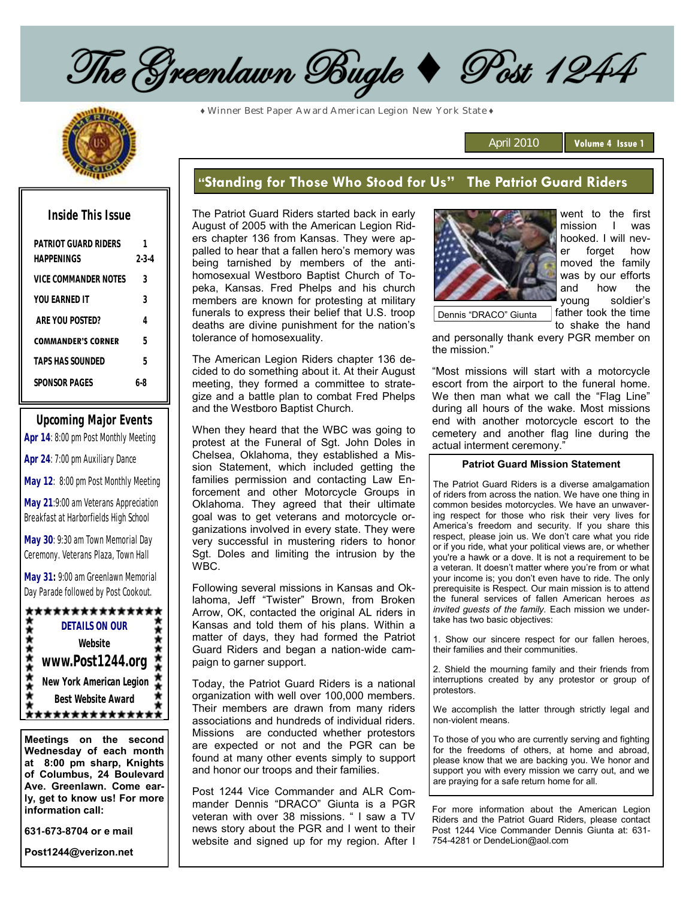# The Greenlawn Bugle ♦ Post 1244

♦ Winner Best Paper Award American Legion New York State ♦

April 2010 | Volume 4 Issue 1

## Inside This Issue

| | |
|---|---|
| PATRIOT GUARD RIDERS | 1 |
| HAPPENINGS | 2-3-4 |
| VICE COMMANDER NOTES | 3 |
| YOU EARNED IT | 3 |
| ARE YOU POSTED? | 4 |
| COMMANDER'S CORNER | 5 |
| TAPS HAS SOUNDED | 5 |
| SPONSOR PAGES | 6-8 |

## Upcoming Major Events

**Apr 14**: 8:00 pm Post Monthly Meeting

**Apr 24**: 7:00 pm Auxiliary Dance

**May 12**: 8:00 pm Post Monthly Meeting

**May 21**: 9:00 am Veterans Appreciation Breakfast at Harborfields High School

**May 30**: 9:30 am Town Memorial Day Ceremony. Veterans Plaza, Town Hall

**May 31:** 9:00 am Greenlawn Memorial Day Parade followed by Post Cookout.

**DETAILS ON OUR Website www.Post1244.org New York American Legion Best Website Award**

**Meetings on the second Wednesday of each month at 8:00 pm sharp, Knights of Columbus, 24 Boulevard Ave. Greenlawn. Come early, get to know us! For more information call:**

**631-673-8704 or e mail**

**Post1244@verizon.net**

## "Standing for Those Who Stood for Us" The Patriot Guard Riders

The Patriot Guard Riders started back in early August of 2005 with the American Legion Riders chapter 136 from Kansas. They were appalled to hear that a fallen hero's memory was being tarnished by members of the anti-homosexual Westboro Baptist Church of Topeka, Kansas. Fred Phelps and his church members are known for protesting at military funerals to express their belief that U.S. troop deaths are divine punishment for the nation's tolerance of homosexuality.

The American Legion Riders chapter 136 decided to do something about it. At their August meeting, they formed a committee to strategize and a battle plan to combat Fred Phelps and the Westboro Baptist Church.

When they heard that the WBC was going to protest at the Funeral of Sgt. John Doles in Chelsea, Oklahoma, they established a Mission Statement, which included getting the families permission and contacting Law Enforcement and other Motorcycle Groups in Oklahoma. They agreed that their ultimate goal was to get veterans and motorcycle organizations involved in every state. They were very successful in mustering riders to honor Sgt. Doles and limiting the intrusion by the WBC.

Following several missions in Kansas and Oklahoma, Jeff "Twister" Brown, from Broken Arrow, OK, contacted the original AL riders in Kansas and told them of his plans. Within a matter of days, they had formed the Patriot Guard Riders and began a nation-wide campaign to garner support.

Today, the Patriot Guard Riders is a national organization with well over 100,000 members. Their members are drawn from many riders associations and hundreds of individual riders. Missions are conducted whether protestors are expected or not and the PGR can be found at many other events simply to support and honor our troops and their families.

Post 1244 Vice Commander and ALR Commander Dennis "DRACO" Giunta is a PGR veteran with over 38 missions. " I saw a TV news story about the PGR and I went to their website and signed up for my region. After I went to the first mission I was hooked. I will never forget how moved the family was by our efforts and how the young soldier's father took the time to shake the hand and personally thank every PGR member on the mission."

Dennis "DRACO" Giunta

"Most missions will start with a motorcycle escort from the airport to the funeral home. We then man what we call the "Flag Line" during all hours of the wake. Most missions end with another motorcycle escort to the cemetery and another flag line during the actual interment ceremony."

### Patriot Guard Mission Statement

The Patriot Guard Riders is a diverse amalgamation of riders from across the nation. We have one thing in common besides motorcycles. We have an unwavering respect for those who risk their very lives for America's freedom and security. If you share this respect, please join us. We don't care what you ride or if you ride, what your political views are, or whether you're a hawk or a dove. It is not a requirement to be a veteran. It doesn't matter where you're from or what your income is; you don't even have to ride. The only prerequisite is Respect. Our main mission is to attend the funeral services of fallen American heroes *as invited guests of the family.* Each mission we undertake has two basic objectives:

1. Show our sincere respect for our fallen heroes, their families and their communities.

2. Shield the mourning family and their friends from interruptions created by any protestor or group of protestors.

We accomplish the latter through strictly legal and non-violent means.

To those of you who are currently serving and fighting for the freedoms of others, at home and abroad, please know that we are backing you. We honor and support you with every mission we carry out, and we are praying for a safe return home for all.

For more information about the American Legion Riders and the Patriot Guard Riders, please contact Post 1244 Vice Commander Dennis Giunta at: 631-754-4281 or DendeLion@aol.com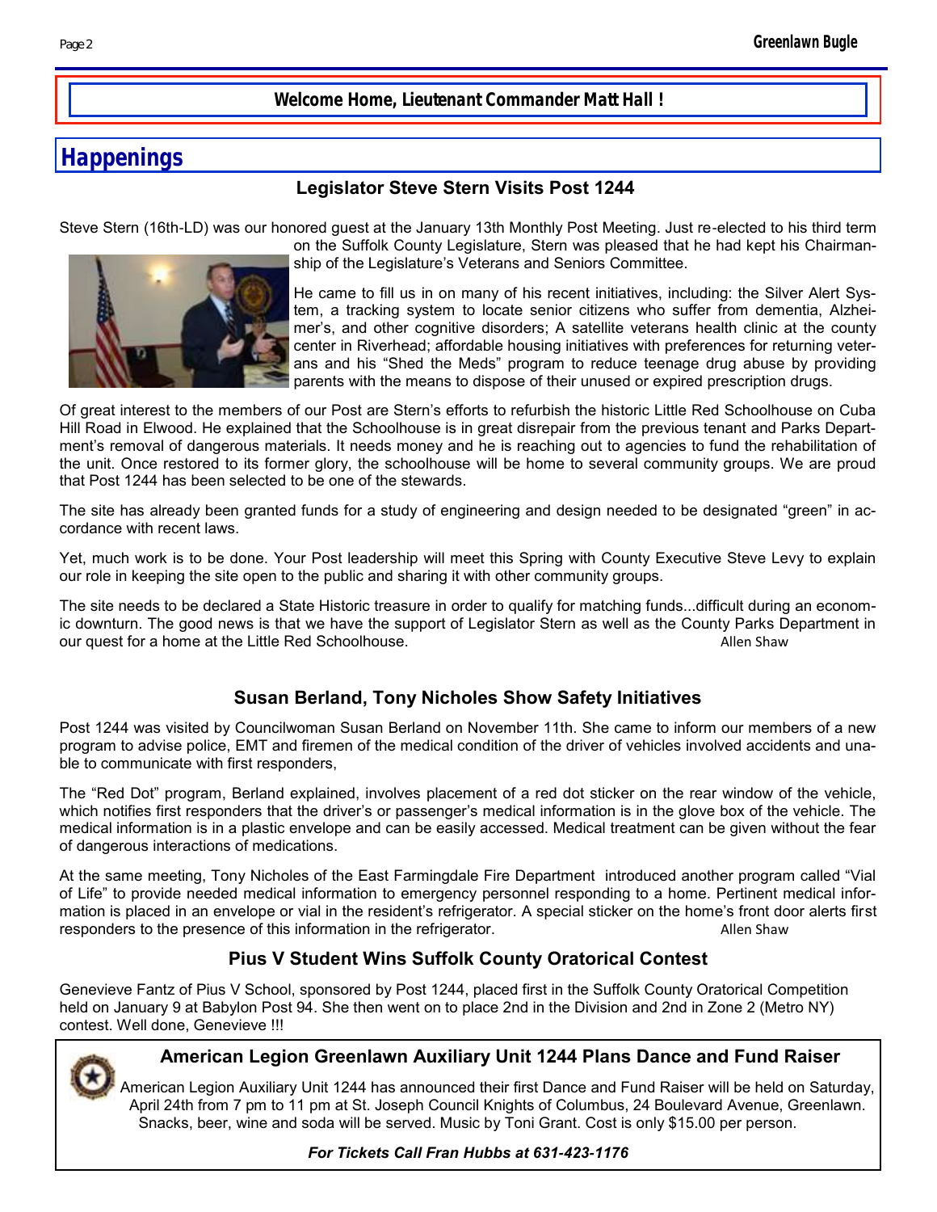**Welcome Home, Lieutenant Commander Matt Hall !**

# Happenings

## Legislator Steve Stern Visits Post 1244

Steve Stern (16th-LD) was our honored guest at the January 13th Monthly Post Meeting. Just re-elected to his third term on the Suffolk County Legislature, Stern was pleased that he had kept his Chairmanship of the Legislature's Veterans and Seniors Committee.

He came to fill us in on many of his recent initiatives, including: the Silver Alert System, a tracking system to locate senior citizens who suffer from dementia, Alzheimer's, and other cognitive disorders; A satellite veterans health clinic at the county center in Riverhead; affordable housing initiatives with preferences for returning veterans and his "Shed the Meds" program to reduce teenage drug abuse by providing parents with the means to dispose of their unused or expired prescription drugs.

Of great interest to the members of our Post are Stern's efforts to refurbish the historic Little Red Schoolhouse on Cuba Hill Road in Elwood. He explained that the Schoolhouse is in great disrepair from the previous tenant and Parks Department's removal of dangerous materials. It needs money and he is reaching out to agencies to fund the rehabilitation of the unit. Once restored to its former glory, the schoolhouse will be home to several community groups. We are proud that Post 1244 has been selected to be one of the stewards.

The site has already been granted funds for a study of engineering and design needed to be designated "green" in accordance with recent laws.

Yet, much work is to be done. Your Post leadership will meet this Spring with County Executive Steve Levy to explain our role in keeping the site open to the public and sharing it with other community groups.

The site needs to be declared a State Historic treasure in order to qualify for matching funds...difficult during an economic downturn. The good news is that we have the support of Legislator Stern as well as the County Parks Department in our quest for a home at the Little Red Schoolhouse.

Allen Shaw

## Susan Berland, Tony Nicholes Show Safety Initiatives

Post 1244 was visited by Councilwoman Susan Berland on November 11th. She came to inform our members of a new program to advise police, EMT and firemen of the medical condition of the driver of vehicles involved accidents and unable to communicate with first responders,

The "Red Dot" program, Berland explained, involves placement of a red dot sticker on the rear window of the vehicle, which notifies first responders that the driver's or passenger's medical information is in the glove box of the vehicle. The medical information is in a plastic envelope and can be easily accessed. Medical treatment can be given without the fear of dangerous interactions of medications.

At the same meeting, Tony Nicholes of the East Farmingdale Fire Department introduced another program called "Vial of Life" to provide needed medical information to emergency personnel responding to a home. Pertinent medical information is placed in an envelope or vial in the resident's refrigerator. A special sticker on the home's front door alerts first responders to the presence of this information in the refrigerator.

Allen Shaw

## Pius V Student Wins Suffolk County Oratorical Contest

Genevieve Fantz of Pius V School, sponsored by Post 1244, placed first in the Suffolk County Oratorical Competition held on January 9 at Babylon Post 94. She then went on to place 2nd in the Division and 2nd in Zone 2 (Metro NY) contest. Well done, Genevieve !!!

## American Legion Greenlawn Auxiliary Unit 1244 Plans Dance and Fund Raiser

American Legion Auxiliary Unit 1244 has announced their first Dance and Fund Raiser will be held on Saturday, April 24th from 7 pm to 11 pm at St. Joseph Council Knights of Columbus, 24 Boulevard Avenue, Greenlawn. Snacks, beer, wine and soda will be served. Music by Toni Grant. Cost is only $15.00 per person.

***For Tickets Call Fran Hubbs at 631-423-1176***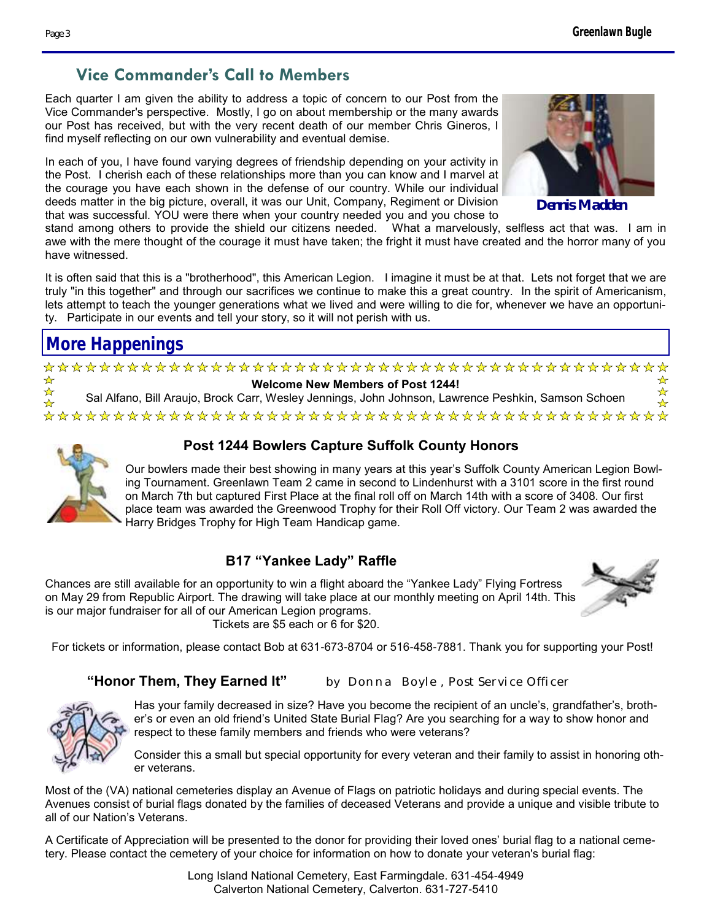## Vice Commander's Call to Members

Each quarter I am given the ability to address a topic of concern to our Post from the Vice Commander's perspective. Mostly, I go on about membership or the many awards our Post has received, but with the very recent death of our member Chris Gineros, I find myself reflecting on our own vulnerability and eventual demise.

In each of you, I have found varying degrees of friendship depending on your activity in the Post. I cherish each of these relationships more than you can know and I marvel at the courage you have each shown in the defense of our country. While our individual deeds matter in the big picture, overall, it was our Unit, Company, Regiment or Division that was successful. YOU were there when your country needed you and you chose to stand among others to provide the shield our citizens needed. What a marvelously, selfless act that was. I am in awe with the mere thought of the courage it must have taken; the fright it must have created and the horror many of you have witnessed.

Dennis Madden

It is often said that this is a "brotherhood", this American Legion. I imagine it must be at that. Lets not forget that we are truly "in this together" and through our sacrifices we continue to make this a great country. In the spirit of Americanism, lets attempt to teach the younger generations what we lived and were willing to die for, whenever we have an opportunity. Participate in our events and tell your story, so it will not perish with us.

## More Happenings

**Welcome New Members of Post 1244!**

Sal Alfano, Bill Araujo, Brock Carr, Wesley Jennings, John Johnson, Lawrence Peshkin, Samson Schoen

### Post 1244 Bowlers Capture Suffolk County Honors

Our bowlers made their best showing in many years at this year's Suffolk County American Legion Bowling Tournament. Greenlawn Team 2 came in second to Lindenhurst with a 3101 score in the first round on March 7th but captured First Place at the final roll off on March 14th with a score of 3408. Our first place team was awarded the Greenwood Trophy for their Roll Off victory. Our Team 2 was awarded the Harry Bridges Trophy for High Team Handicap game.

### B17 "Yankee Lady" Raffle

Chances are still available for an opportunity to win a flight aboard the "Yankee Lady" Flying Fortress on May 29 from Republic Airport. The drawing will take place at our monthly meeting on April 14th. This is our major fundraiser for all of our American Legion programs.

Tickets are $5 each or 6 for $20.

For tickets or information, please contact Bob at 631-673-8704 or 516-458-7881. Thank you for supporting your Post!

### "Honor Them, They Earned It" by Donna Boyle, Post Service Officer

Has your family decreased in size? Have you become the recipient of an uncle's, grandfather's, brother's or even an old friend's United State Burial Flag? Are you searching for a way to show honor and respect to these family members and friends who were veterans?

Consider this a small but special opportunity for every veteran and their family to assist in honoring other veterans.

Most of the (VA) national cemeteries display an Avenue of Flags on patriotic holidays and during special events. The Avenues consist of burial flags donated by the families of deceased Veterans and provide a unique and visible tribute to all of our Nation's Veterans.

A Certificate of Appreciation will be presented to the donor for providing their loved ones' burial flag to a national cemetery. Please contact the cemetery of your choice for information on how to donate your veteran's burial flag:

Long Island National Cemetery, East Farmingdale. 631-454-4949
Calverton National Cemetery, Calverton. 631-727-5410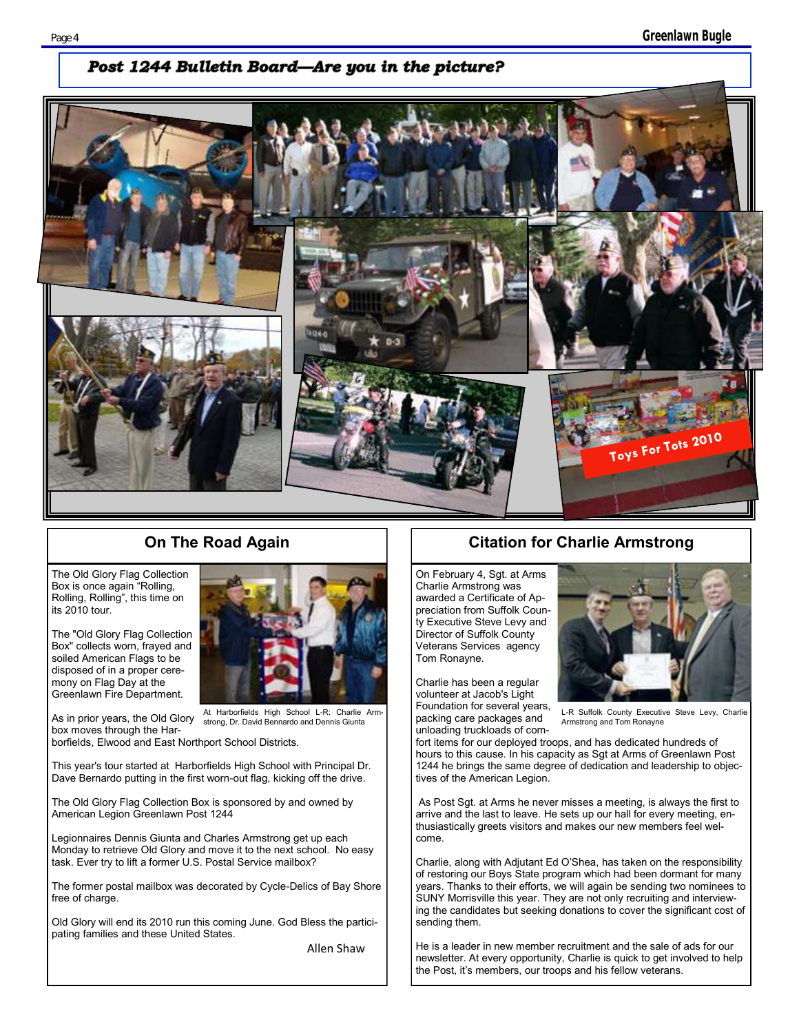## Post 1244 Bulletin Board—Are you in the picture?

Toys For Tots 2010

## On The Road Again

The Old Glory Flag Collection Box is once again "Rolling, Rolling, Rolling", this time on its 2010 tour.

The "Old Glory Flag Collection Box" collects worn, frayed and soiled American Flags to be disposed of in a proper ceremony on Flag Day at the Greenlawn Fire Department.

At Harborfields High School L-R: Charlie Armstrong, Dr. David Bennardo and Dennis Giunta

As in prior years, the Old Glory box moves through the Harborfields, Elwood and East Northport School Districts.

This year's tour started at Harborfields High School with Principal Dr. Dave Bernardo putting in the first worn-out flag, kicking off the drive.

The Old Glory Flag Collection Box is sponsored by and owned by American Legion Greenlawn Post 1244

Legionnaires Dennis Giunta and Charles Armstrong get up each Monday to retrieve Old Glory and move it to the next school. No easy task. Ever try to lift a former U.S. Postal Service mailbox?

The former postal mailbox was decorated by Cycle-Delics of Bay Shore free of charge.

Old Glory will end its 2010 run this coming June. God Bless the participating families and these United States.

Allen Shaw

## Citation for Charlie Armstrong

On February 4, Sgt. at Arms Charlie Armstrong was awarded a Certificate of Appreciation from Suffolk County Executive Steve Levy and Director of Suffolk County Veterans Services agency Tom Ronayne.

L-R Suffolk County Executive Steve Levy, Charlie Armstrong and Tom Ronayne

Charlie has been a regular volunteer at Jacob's Light Foundation for several years, packing care packages and unloading truckloads of comfort items for our deployed troops, and has dedicated hundreds of hours to this cause. In his capacity as Sgt at Arms of Greenlawn Post 1244 he brings the same degree of dedication and leadership to objectives of the American Legion.

As Post Sgt. at Arms he never misses a meeting, is always the first to arrive and the last to leave. He sets up our hall for every meeting, enthusiastically greets visitors and makes our new members feel welcome.

Charlie, along with Adjutant Ed O'Shea, has taken on the responsibility of restoring our Boys State program which had been dormant for many years. Thanks to their efforts, we will again be sending two nominees to SUNY Morrisville this year. They are not only recruiting and interviewing the candidates but seeking donations to cover the significant cost of sending them.

He is a leader in new member recruitment and the sale of ads for our newsletter. At every opportunity, Charlie is quick to get involved to help the Post, it's members, our troops and his fellow veterans.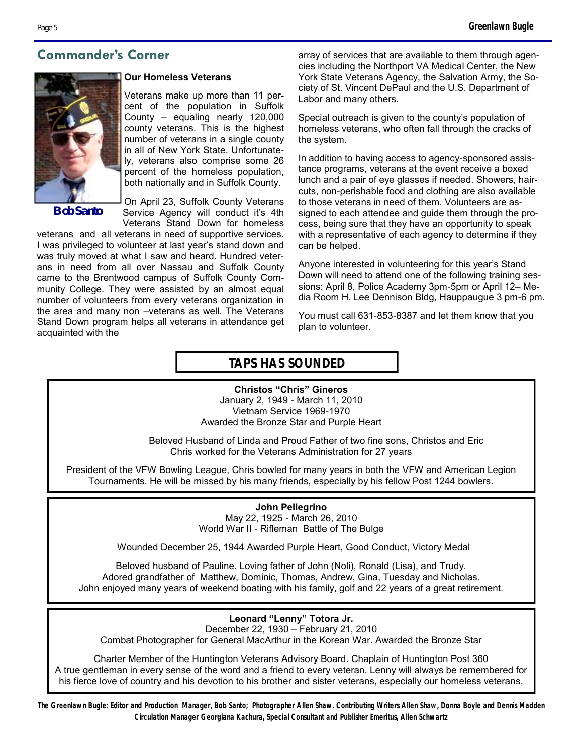## Commander's Corner

Bob Santo

**Our Homeless Veterans**

Veterans make up more than 11 percent of the population in Suffolk County – equaling nearly 120,000 county veterans. This is the highest number of veterans in a single county in all of New York State. Unfortunately, veterans also comprise some 26 percent of the homeless population, both nationally and in Suffolk County.

On April 23, Suffolk County Veterans Service Agency will conduct it's 4th Veterans Stand Down for homeless veterans and all veterans in need of supportive services. I was privileged to volunteer at last year's stand down and was truly moved at what I saw and heard. Hundred veterans in need from all over Nassau and Suffolk County came to the Brentwood campus of Suffolk County Community College. They were assisted by an almost equal number of volunteers from every veterans organization in the area and many non –veterans as well. The Veterans Stand Down program helps all veterans in attendance get acquainted with the array of services that are available to them through agencies including the Northport VA Medical Center, the New York State Veterans Agency, the Salvation Army, the Society of St. Vincent DePaul and the U.S. Department of Labor and many others.

Special outreach is given to the county's population of homeless veterans, who often fall through the cracks of the system.

In addition to having access to agency-sponsored assistance programs, veterans at the event receive a boxed lunch and a pair of eye glasses if needed. Showers, haircuts, non-perishable food and clothing are also available to those veterans in need of them. Volunteers are assigned to each attendee and guide them through the process, being sure that they have an opportunity to speak with a representative of each agency to determine if they can be helped.

Anyone interested in volunteering for this year's Stand Down will need to attend one of the following training sessions: April 8, Police Academy 3pm-5pm or April 12– Media Room H. Lee Dennison Bldg, Hauppauge 3 pm-6 pm.

You must call 631-853-8387 and let them know that you plan to volunteer.

## TAPS HAS SOUNDED

**Christos "Chris" Gineros**
January 2, 1949 - March 11, 2010
Vietnam Service 1969-1970
Awarded the Bronze Star and Purple Heart

Beloved Husband of Linda and Proud Father of two fine sons, Christos and Eric
Chris worked for the Veterans Administration for 27 years

President of the VFW Bowling League, Chris bowled for many years in both the VFW and American Legion Tournaments. He will be missed by his many friends, especially by his fellow Post 1244 bowlers.

**John Pellegrino**
May 22, 1925 - March 26, 2010
World War II - Rifleman Battle of The Bulge

Wounded December 25, 1944 Awarded Purple Heart, Good Conduct, Victory Medal

Beloved husband of Pauline. Loving father of John (Noli), Ronald (Lisa), and Trudy.
Adored grandfather of Matthew, Dominic, Thomas, Andrew, Gina, Tuesday and Nicholas.
John enjoyed many years of weekend boating with his family, golf and 22 years of a great retirement.

**Leonard "Lenny" Totora Jr.**
December 22, 1930 – February 21, 2010
Combat Photographer for General MacArthur in the Korean War. Awarded the Bronze Star

Charter Member of the Huntington Veterans Advisory Board. Chaplain of Huntington Post 360
A true gentleman in every sense of the word and a friend to every veteran. Lenny will always be remembered for his fierce love of country and his devotion to his brother and sister veterans, especially our homeless veterans.

*The Greenlawn Bugle: Editor and Production Manager, Bob Santo; Photographer Allen Shaw. Contributing Writers Allen Shaw, Donna Boyle and Dennis Madden*
*Circulation Manager Georgiana Kachura, Special Consultant and Publisher Emeritus, Allen Schwartz*